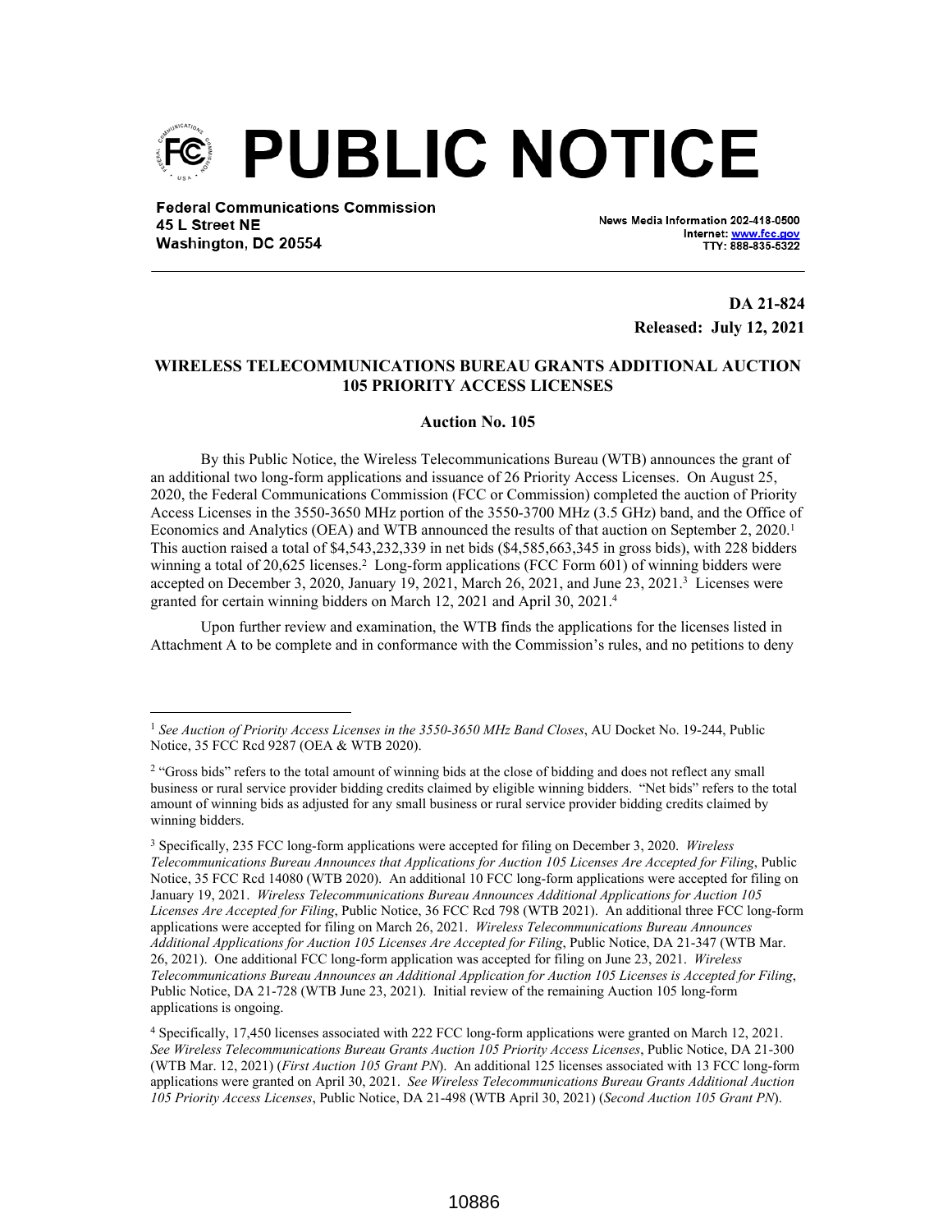# PUBLIC NOTICE

**Federal Communications Commission**
**45 L Street NE**
**Washington, DC 20554**

News Media Information 202-418-0500
Internet: www.fcc.gov
TTY: 888-835-5322

**DA 21-824**
**Released: July 12, 2021**

## WIRELESS TELECOMMUNICATIONS BUREAU GRANTS ADDITIONAL AUCTION 105 PRIORITY ACCESS LICENSES

### Auction No. 105

By this Public Notice, the Wireless Telecommunications Bureau (WTB) announces the grant of an additional two long-form applications and issuance of 26 Priority Access Licenses. On August 25, 2020, the Federal Communications Commission (FCC or Commission) completed the auction of Priority Access Licenses in the 3550-3650 MHz portion of the 3550-3700 MHz (3.5 GHz) band, and the Office of Economics and Analytics (OEA) and WTB announced the results of that auction on September 2, 2020.[1] This auction raised a total of $4,543,232,339 in net bids ($4,585,663,345 in gross bids), with 228 bidders winning a total of 20,625 licenses.[2] Long-form applications (FCC Form 601) of winning bidders were accepted on December 3, 2020, January 19, 2021, March 26, 2021, and June 23, 2021.[3] Licenses were granted for certain winning bidders on March 12, 2021 and April 30, 2021.[4]

Upon further review and examination, the WTB finds the applications for the licenses listed in Attachment A to be complete and in conformance with the Commission's rules, and no petitions to deny

---

[1] *See Auction of Priority Access Licenses in the 3550-3650 MHz Band Closes*, AU Docket No. 19-244, Public Notice, 35 FCC Rcd 9287 (OEA & WTB 2020).

[2] "Gross bids" refers to the total amount of winning bids at the close of bidding and does not reflect any small business or rural service provider bidding credits claimed by eligible winning bidders. "Net bids" refers to the total amount of winning bids as adjusted for any small business or rural service provider bidding credits claimed by winning bidders.

[3] Specifically, 235 FCC long-form applications were accepted for filing on December 3, 2020. *Wireless Telecommunications Bureau Announces that Applications for Auction 105 Licenses Are Accepted for Filing*, Public Notice, 35 FCC Rcd 14080 (WTB 2020). An additional 10 FCC long-form applications were accepted for filing on January 19, 2021. *Wireless Telecommunications Bureau Announces Additional Applications for Auction 105 Licenses Are Accepted for Filing*, Public Notice, 36 FCC Rcd 798 (WTB 2021). An additional three FCC long-form applications were accepted for filing on March 26, 2021. *Wireless Telecommunications Bureau Announces Additional Applications for Auction 105 Licenses Are Accepted for Filing*, Public Notice, DA 21-347 (WTB Mar. 26, 2021). One additional FCC long-form application was accepted for filing on June 23, 2021. *Wireless Telecommunications Bureau Announces an Additional Application for Auction 105 Licenses is Accepted for Filing*, Public Notice, DA 21-728 (WTB June 23, 2021). Initial review of the remaining Auction 105 long-form applications is ongoing.

[4] Specifically, 17,450 licenses associated with 222 FCC long-form applications were granted on March 12, 2021. *See Wireless Telecommunications Bureau Grants Auction 105 Priority Access Licenses*, Public Notice, DA 21-300 (WTB Mar. 12, 2021) (*First Auction 105 Grant PN*). An additional 125 licenses associated with 13 FCC long-form applications were granted on April 30, 2021. *See Wireless Telecommunications Bureau Grants Additional Auction 105 Priority Access Licenses*, Public Notice, DA 21-498 (WTB April 30, 2021) (*Second Auction 105 Grant PN*).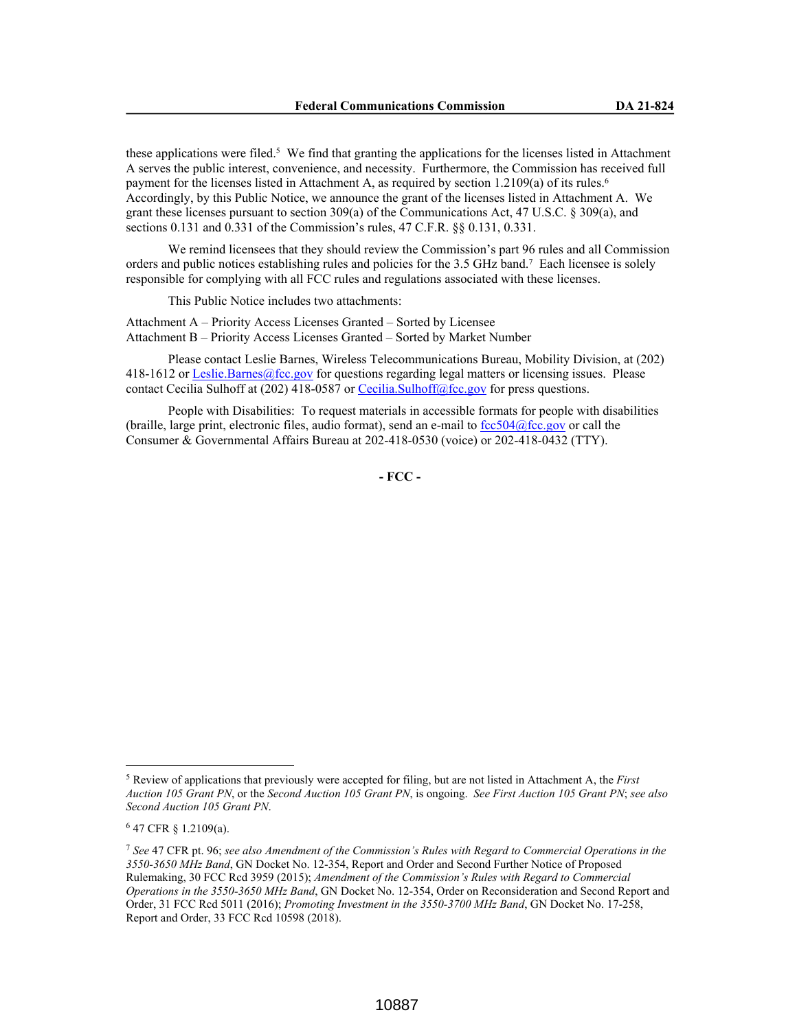these applications were filed.[5] We find that granting the applications for the licenses listed in Attachment A serves the public interest, convenience, and necessity. Furthermore, the Commission has received full payment for the licenses listed in Attachment A, as required by section 1.2109(a) of its rules.[6] Accordingly, by this Public Notice, we announce the grant of the licenses listed in Attachment A. We grant these licenses pursuant to section 309(a) of the Communications Act, 47 U.S.C. § 309(a), and sections 0.131 and 0.331 of the Commission's rules, 47 C.F.R. §§ 0.131, 0.331.

We remind licensees that they should review the Commission's part 96 rules and all Commission orders and public notices establishing rules and policies for the 3.5 GHz band.[7] Each licensee is solely responsible for complying with all FCC rules and regulations associated with these licenses.

This Public Notice includes two attachments:

Attachment A – Priority Access Licenses Granted – Sorted by Licensee
Attachment B – Priority Access Licenses Granted – Sorted by Market Number

Please contact Leslie Barnes, Wireless Telecommunications Bureau, Mobility Division, at (202) 418-1612 or Leslie.Barnes@fcc.gov for questions regarding legal matters or licensing issues. Please contact Cecilia Sulhoff at (202) 418-0587 or Cecilia.Sulhoff@fcc.gov for press questions.

People with Disabilities: To request materials in accessible formats for people with disabilities (braille, large print, electronic files, audio format), send an e-mail to fcc504@fcc.gov or call the Consumer & Governmental Affairs Bureau at 202-418-0530 (voice) or 202-418-0432 (TTY).

**- FCC -**

---

[5] Review of applications that previously were accepted for filing, but are not listed in Attachment A, the *First Auction 105 Grant PN*, or the *Second Auction 105 Grant PN*, is ongoing. *See First Auction 105 Grant PN*; *see also Second Auction 105 Grant PN*.

[6] 47 CFR § 1.2109(a).

[7] *See* 47 CFR pt. 96; *see also Amendment of the Commission's Rules with Regard to Commercial Operations in the 3550-3650 MHz Band*, GN Docket No. 12-354, Report and Order and Second Further Notice of Proposed Rulemaking, 30 FCC Rcd 3959 (2015); *Amendment of the Commission's Rules with Regard to Commercial Operations in the 3550-3650 MHz Band*, GN Docket No. 12-354, Order on Reconsideration and Second Report and Order, 31 FCC Rcd 5011 (2016); *Promoting Investment in the 3550-3700 MHz Band*, GN Docket No. 17-258, Report and Order, 33 FCC Rcd 10598 (2018).